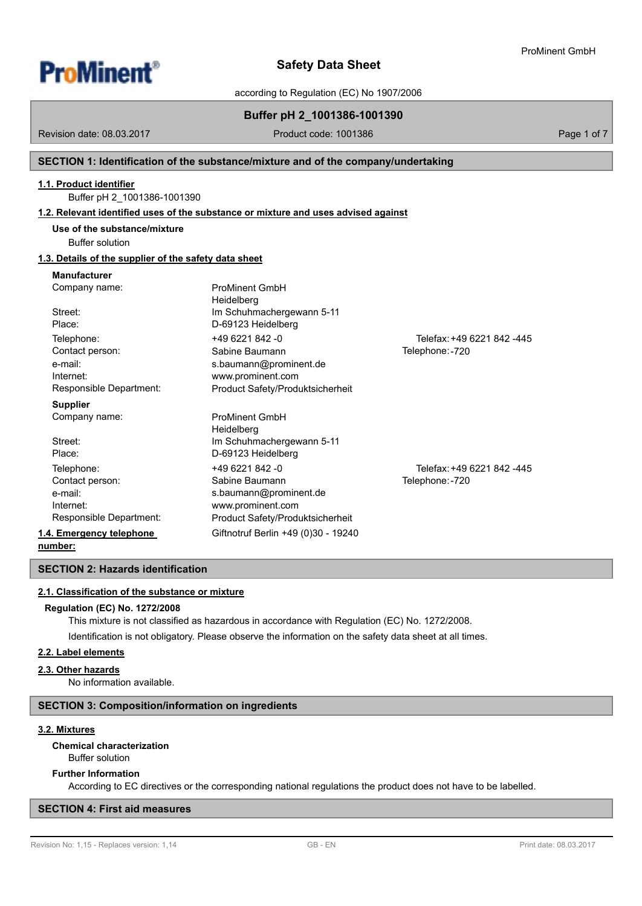# Safety Data Sheet

according to Regulation (EC) No 1907/2006

**Buffer pH 2_1001386-1001390**

Revision date: 08.03.2017 | Product code: 1001386

## SECTION 1: Identification of the substance/mixture and of the company/undertaking

### 1.1. Product identifier

Buffer pH 2_1001386-1001390

### 1.2. Relevant identified uses of the substance or mixture and uses advised against

**Use of the substance/mixture**

Buffer solution

### 1.3. Details of the supplier of the safety data sheet

**Manufacturer**

| | | |
|---|---|---|
| Company name: | ProMinent GmbH Heidelberg | |
| Street: | Im Schuhmachergewann 5-11 | |
| Place: | D-69123 Heidelberg | |
| Telephone: | +49 6221 842 -0 | Telefax: +49 6221 842 -445 |
| Contact person: | Sabine Baumann | Telephone: -720 |
| e-mail: | s.baumann@prominent.de | |
| Internet: | www.prominent.com | |
| Responsible Department: | Product Safety/Produktsicherheit | |

**Supplier**

| | | |
|---|---|---|
| Company name: | ProMinent GmbH Heidelberg | |
| Street: | Im Schuhmachergewann 5-11 | |
| Place: | D-69123 Heidelberg | |
| Telephone: | +49 6221 842 -0 | Telefax: +49 6221 842 -445 |
| Contact person: | Sabine Baumann | Telephone: -720 |
| e-mail: | s.baumann@prominent.de | |
| Internet: | www.prominent.com | |
| Responsible Department: | Product Safety/Produktsicherheit | |

### 1.4. Emergency telephone number:

Giftnotruf Berlin +49 (0)30 - 19240

## SECTION 2: Hazards identification

### 2.1. Classification of the substance or mixture

**Regulation (EC) No. 1272/2008**

This mixture is not classified as hazardous in accordance with Regulation (EC) No. 1272/2008.

Identification is not obligatory. Please observe the information on the safety data sheet at all times.

### 2.2. Label elements

### 2.3. Other hazards

No information available.

## SECTION 3: Composition/information on ingredients

### 3.2. Mixtures

**Chemical characterization**

Buffer solution

**Further Information**

According to EC directives or the corresponding national regulations the product does not have to be labelled.

## SECTION 4: First aid measures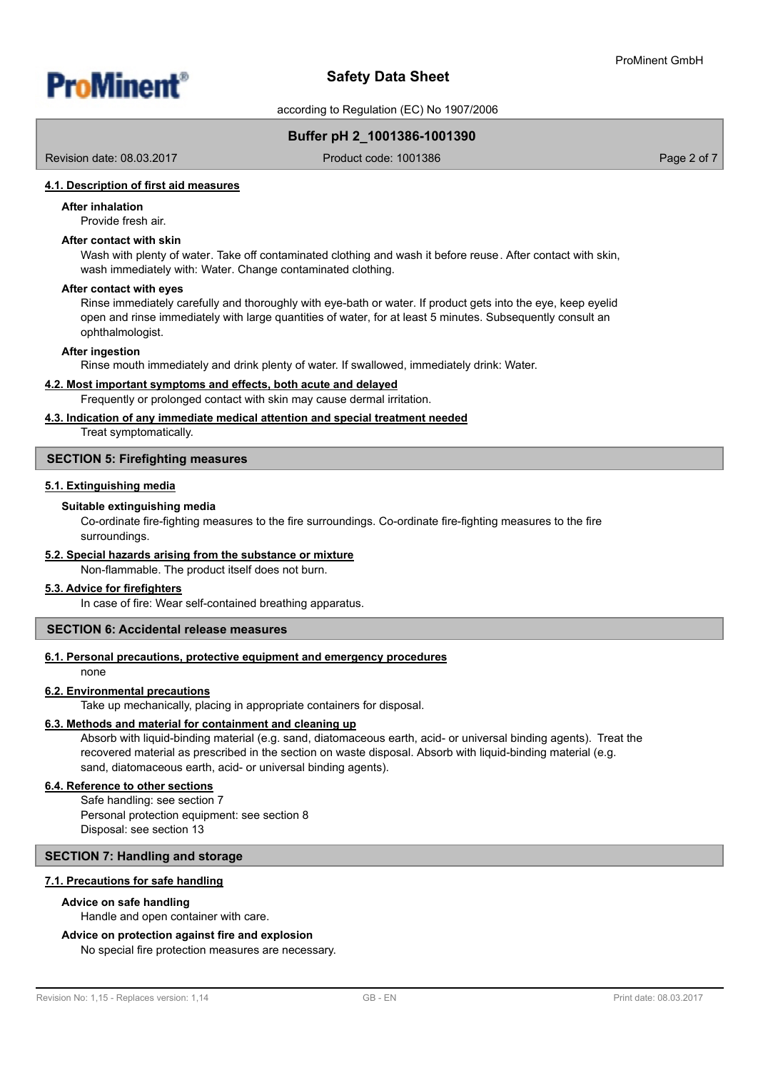#### 4.1. Description of first aid measures

**After inhalation**

Provide fresh air.

**After contact with skin**

Wash with plenty of water. Take off contaminated clothing and wash it before reuse. After contact with skin, wash immediately with: Water. Change contaminated clothing.

**After contact with eyes**

Rinse immediately carefully and thoroughly with eye-bath or water. If product gets into the eye, keep eyelid open and rinse immediately with large quantities of water, for at least 5 minutes. Subsequently consult an ophthalmologist.

**After ingestion**

Rinse mouth immediately and drink plenty of water. If swallowed, immediately drink: Water.

#### 4.2. Most important symptoms and effects, both acute and delayed

Frequently or prolonged contact with skin may cause dermal irritation.

#### 4.3. Indication of any immediate medical attention and special treatment needed

Treat symptomatically.

## SECTION 5: Firefighting measures

#### 5.1. Extinguishing media

**Suitable extinguishing media**

Co-ordinate fire-fighting measures to the fire surroundings. Co-ordinate fire-fighting measures to the fire surroundings.

#### 5.2. Special hazards arising from the substance or mixture

Non-flammable. The product itself does not burn.

#### 5.3. Advice for firefighters

In case of fire: Wear self-contained breathing apparatus.

## SECTION 6: Accidental release measures

#### 6.1. Personal precautions, protective equipment and emergency procedures

none

#### 6.2. Environmental precautions

Take up mechanically, placing in appropriate containers for disposal.

#### 6.3. Methods and material for containment and cleaning up

Absorb with liquid-binding material (e.g. sand, diatomaceous earth, acid- or universal binding agents). Treat the recovered material as prescribed in the section on waste disposal. Absorb with liquid-binding material (e.g. sand, diatomaceous earth, acid- or universal binding agents).

#### 6.4. Reference to other sections

Safe handling: see section 7
Personal protection equipment: see section 8
Disposal: see section 13

## SECTION 7: Handling and storage

#### 7.1. Precautions for safe handling

**Advice on safe handling**

Handle and open container with care.

**Advice on protection against fire and explosion**

No special fire protection measures are necessary.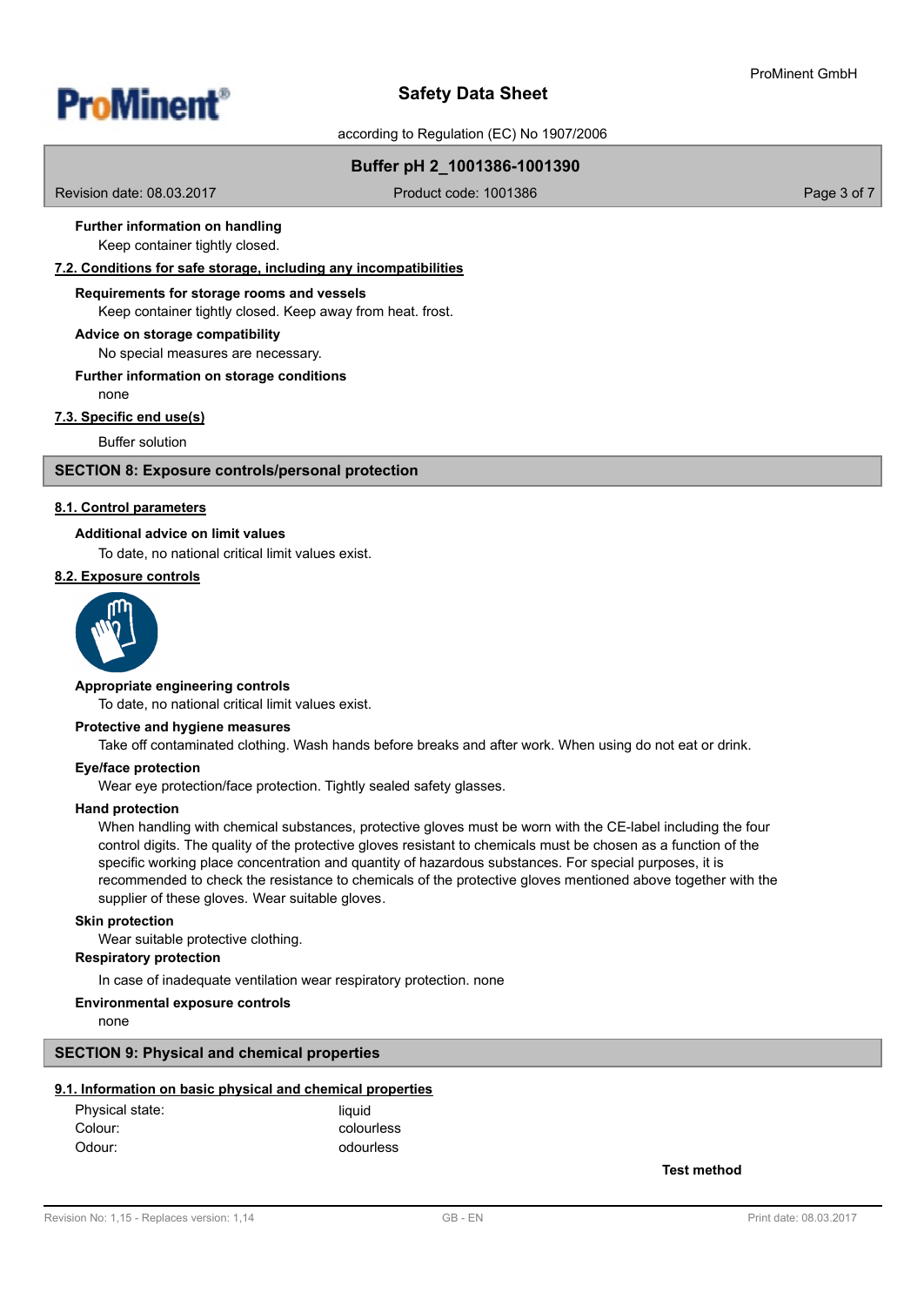**Further information on handling**

Keep container tightly closed.

### 7.2. Conditions for safe storage, including any incompatibilities

**Requirements for storage rooms and vessels**

Keep container tightly closed. Keep away from heat. frost.

**Advice on storage compatibility**

No special measures are necessary.

**Further information on storage conditions**

none

### 7.3. Specific end use(s)

Buffer solution

## SECTION 8: Exposure controls/personal protection

### 8.1. Control parameters

**Additional advice on limit values**

To date, no national critical limit values exist.

### 8.2. Exposure controls

**Appropriate engineering controls**

To date, no national critical limit values exist.

**Protective and hygiene measures**

Take off contaminated clothing. Wash hands before breaks and after work. When using do not eat or drink.

**Eye/face protection**

Wear eye protection/face protection. Tightly sealed safety glasses.

**Hand protection**

When handling with chemical substances, protective gloves must be worn with the CE-label including the four control digits. The quality of the protective gloves resistant to chemicals must be chosen as a function of the specific working place concentration and quantity of hazardous substances. For special purposes, it is recommended to check the resistance to chemicals of the protective gloves mentioned above together with the supplier of these gloves. Wear suitable gloves.

**Skin protection**

Wear suitable protective clothing.

**Respiratory protection**

In case of inadequate ventilation wear respiratory protection. none

**Environmental exposure controls**

none

## SECTION 9: Physical and chemical properties

### 9.1. Information on basic physical and chemical properties

| | | |
|---|---|---|
| Physical state: | liquid | |
| Colour: | colourless | |
| Odour: | odourless | |
| | | **Test method** |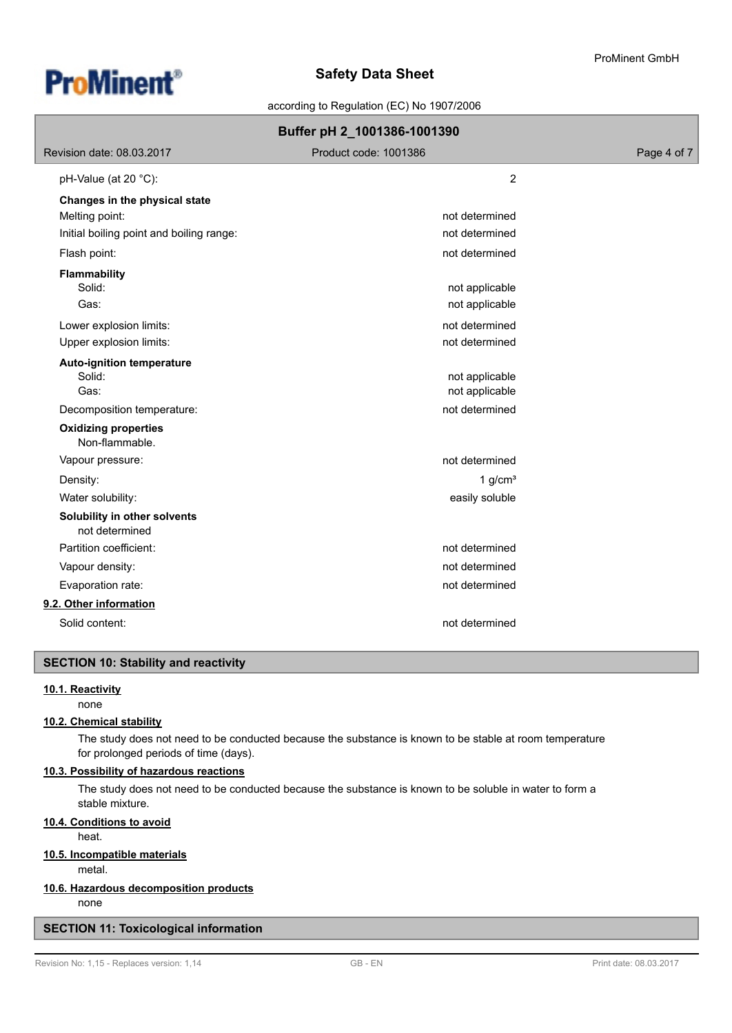| | |
|---|---|
| pH-Value (at 20 °C): | 2 |
| **Changes in the physical state** | |
| Melting point: | not determined |
| Initial boiling point and boiling range: | not determined |
| Flash point: | not determined |
| **Flammability** | |
| Solid: | not applicable |
| Gas: | not applicable |
| Lower explosion limits: | not determined |
| Upper explosion limits: | not determined |
| **Auto-ignition temperature** | |
| Solid: | not applicable |
| Gas: | not applicable |
| Decomposition temperature: | not determined |
| **Oxidizing properties** | |
| Non-flammable. | |
| Vapour pressure: | not determined |
| Density: | 1 g/cm³ |
| Water solubility: | easily soluble |
| **Solubility in other solvents** | |
| not determined | |
| Partition coefficient: | not determined |
| Vapour density: | not determined |
| Evaporation rate: | not determined |

### 9.2. Other information

| | |
|---|---|
| Solid content: | not determined |

## SECTION 10: Stability and reactivity

### 10.1. Reactivity

none

### 10.2. Chemical stability

The study does not need to be conducted because the substance is known to be stable at room temperature for prolonged periods of time (days).

### 10.3. Possibility of hazardous reactions

The study does not need to be conducted because the substance is known to be soluble in water to form a stable mixture.

### 10.4. Conditions to avoid

heat.

### 10.5. Incompatible materials

metal.

### 10.6. Hazardous decomposition products

none

## SECTION 11: Toxicological information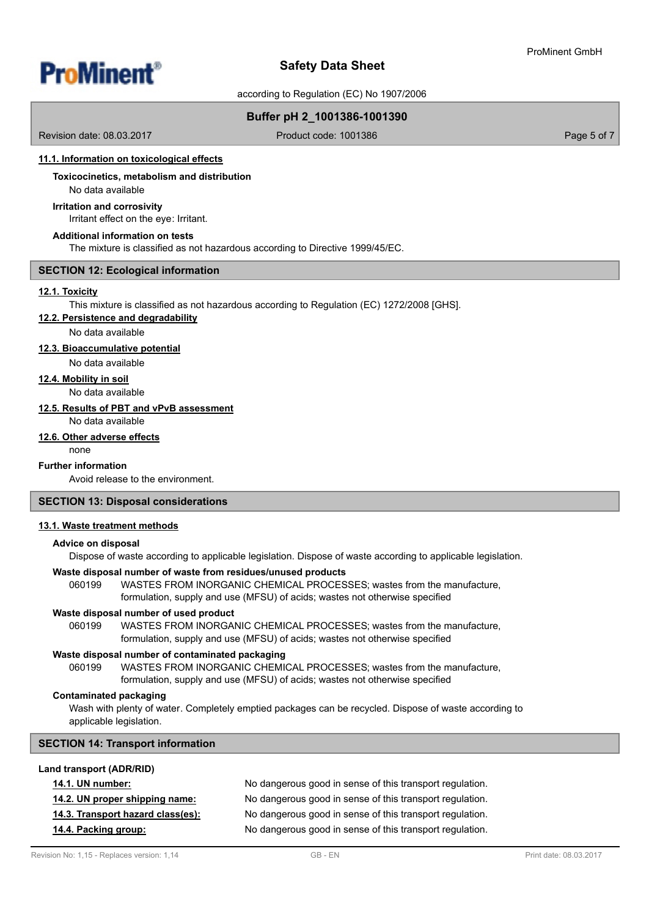### 11.1. Information on toxicological effects

**Toxicocinetics, metabolism and distribution**

No data available

**Irritation and corrosivity**

Irritant effect on the eye: Irritant.

**Additional information on tests**

The mixture is classified as not hazardous according to Directive 1999/45/EC.

## SECTION 12: Ecological information

### 12.1. Toxicity

This mixture is classified as not hazardous according to Regulation (EC) 1272/2008 [GHS].

### 12.2. Persistence and degradability

No data available

### 12.3. Bioaccumulative potential

No data available

### 12.4. Mobility in soil

No data available

### 12.5. Results of PBT and vPvB assessment

No data available

### 12.6. Other adverse effects

none

**Further information**

Avoid release to the environment.

## SECTION 13: Disposal considerations

### 13.1. Waste treatment methods

**Advice on disposal**

Dispose of waste according to applicable legislation. Dispose of waste according to applicable legislation.

**Waste disposal number of waste from residues/unused products**

060199 WASTES FROM INORGANIC CHEMICAL PROCESSES; wastes from the manufacture, formulation, supply and use (MFSU) of acids; wastes not otherwise specified

**Waste disposal number of used product**

060199 WASTES FROM INORGANIC CHEMICAL PROCESSES; wastes from the manufacture, formulation, supply and use (MFSU) of acids; wastes not otherwise specified

**Waste disposal number of contaminated packaging**

060199 WASTES FROM INORGANIC CHEMICAL PROCESSES; wastes from the manufacture, formulation, supply and use (MFSU) of acids; wastes not otherwise specified

**Contaminated packaging**

Wash with plenty of water. Completely emptied packages can be recycled. Dispose of waste according to applicable legislation.

## SECTION 14: Transport information

**Land transport (ADR/RID)**

| | |
|---|---|
| **14.1. UN number:** | No dangerous good in sense of this transport regulation. |
| **14.2. UN proper shipping name:** | No dangerous good in sense of this transport regulation. |
| **14.3. Transport hazard class(es):** | No dangerous good in sense of this transport regulation. |
| **14.4. Packing group:** | No dangerous good in sense of this transport regulation. |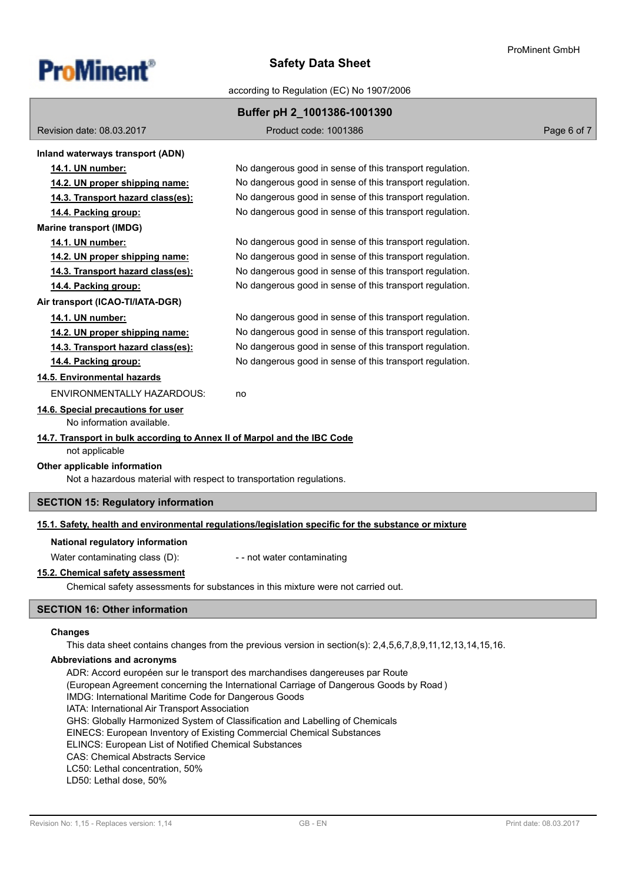**Inland waterways transport (ADN)**

**14.1. UN number:** No dangerous good in sense of this transport regulation.

**14.2. UN proper shipping name:** No dangerous good in sense of this transport regulation.

**14.3. Transport hazard class(es):** No dangerous good in sense of this transport regulation.

**14.4. Packing group:** No dangerous good in sense of this transport regulation.

**Marine transport (IMDG)**

**14.1. UN number:** No dangerous good in sense of this transport regulation.

**14.2. UN proper shipping name:** No dangerous good in sense of this transport regulation.

**14.3. Transport hazard class(es):** No dangerous good in sense of this transport regulation.

**14.4. Packing group:** No dangerous good in sense of this transport regulation.

**Air transport (ICAO-TI/IATA-DGR)**

**14.1. UN number:** No dangerous good in sense of this transport regulation.

**14.2. UN proper shipping name:** No dangerous good in sense of this transport regulation.

**14.3. Transport hazard class(es):** No dangerous good in sense of this transport regulation.

**14.4. Packing group:** No dangerous good in sense of this transport regulation.

**14.5. Environmental hazards**

ENVIRONMENTALLY HAZARDOUS: no

**14.6. Special precautions for user**

No information available.

**14.7. Transport in bulk according to Annex II of Marpol and the IBC Code**

not applicable

**Other applicable information**

Not a hazardous material with respect to transportation regulations.

## SECTION 15: Regulatory information

**15.1. Safety, health and environmental regulations/legislation specific for the substance or mixture**

**National regulatory information**

Water contaminating class (D): - - not water contaminating

**15.2. Chemical safety assessment**

Chemical safety assessments for substances in this mixture were not carried out.

## SECTION 16: Other information

**Changes**

This data sheet contains changes from the previous version in section(s): 2,4,5,6,7,8,9,11,12,13,14,15,16.

**Abbreviations and acronyms**

ADR: Accord européen sur le transport des marchandises dangereuses par Route
(European Agreement concerning the International Carriage of Dangerous Goods by Road )
IMDG: International Maritime Code for Dangerous Goods
IATA: International Air Transport Association
GHS: Globally Harmonized System of Classification and Labelling of Chemicals
EINECS: European Inventory of Existing Commercial Chemical Substances
ELINCS: European List of Notified Chemical Substances
CAS: Chemical Abstracts Service
LC50: Lethal concentration, 50%
LD50: Lethal dose, 50%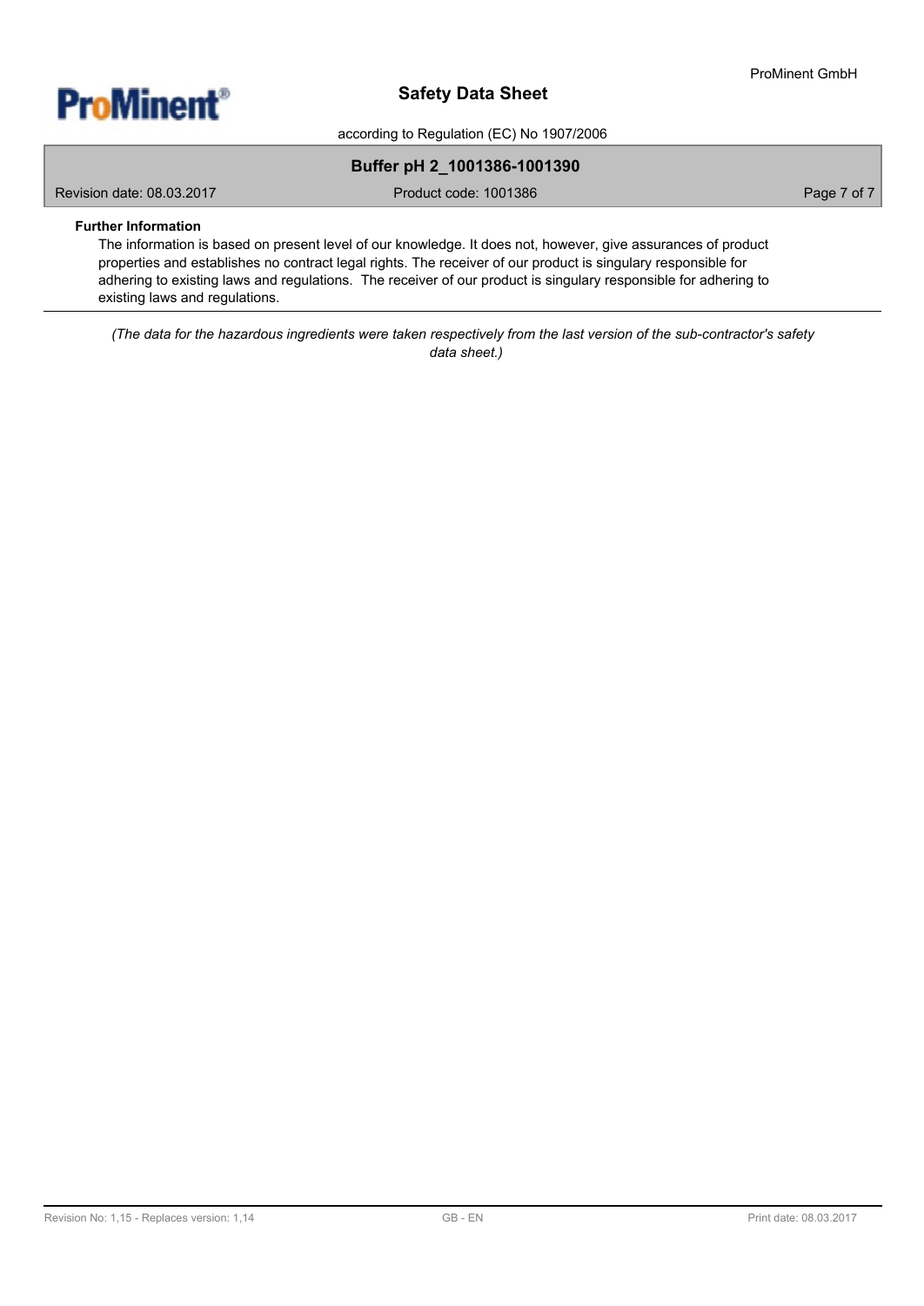**Further Information**

The information is based on present level of our knowledge. It does not, however, give assurances of product properties and establishes no contract legal rights. The receiver of our product is singulary responsible for adhering to existing laws and regulations.  The receiver of our product is singulary responsible for adhering to existing laws and regulations.

---

*(The data for the hazardous ingredients were taken respectively from the last version of the sub-contractor's safety data sheet.)*